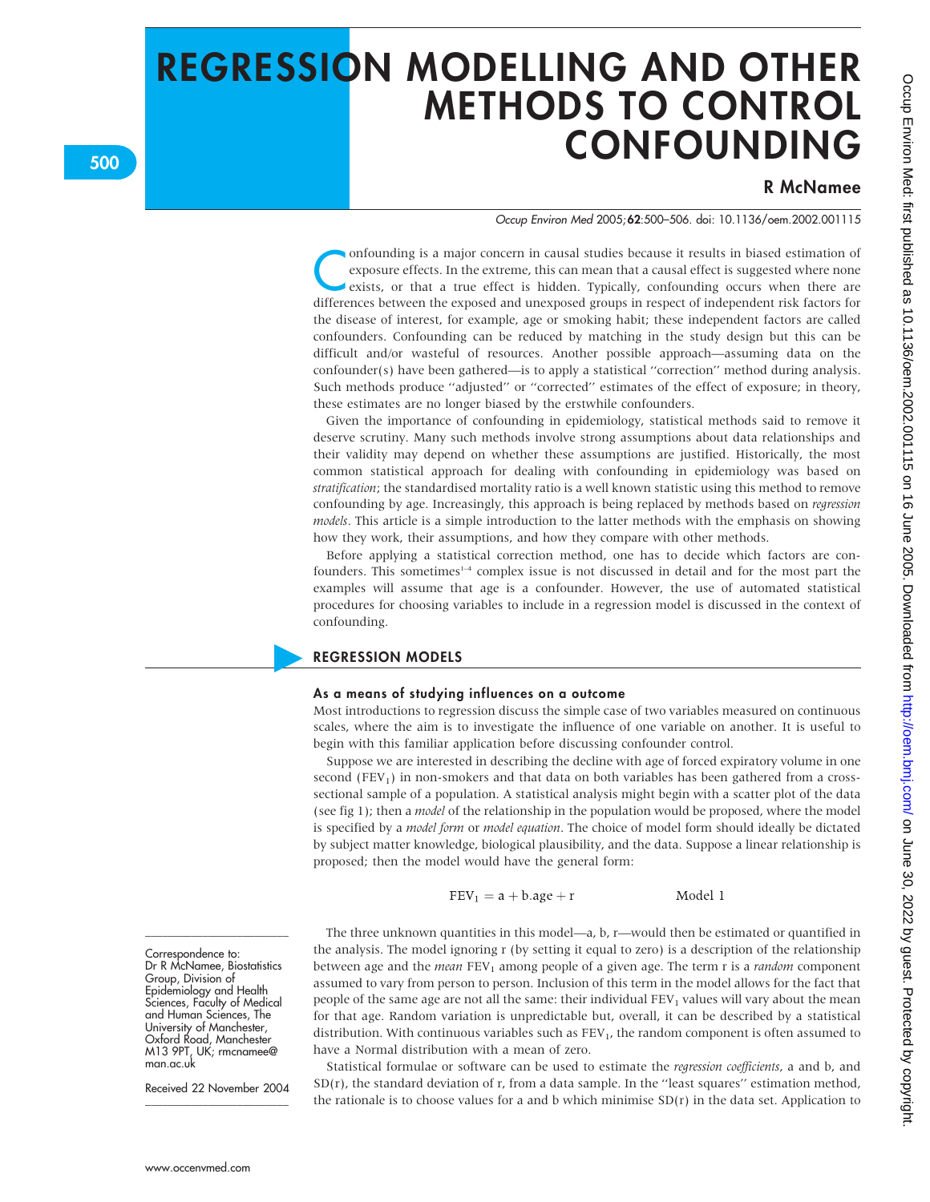# REGRESSION MODELLING AND OTHER METHODS TO CONTROL CONFOUNDING

**R McNamee**

*Occup Environ Med* 2005;**62**:500–506. doi: 10.1136/oem.2002.001115

Confounding is a major concern in causal studies because it results in biased estimation of exposure effects. In the extreme, this can mean that a causal effect is suggested where none exists, or that a true effect is hidden. Typically, confounding occurs when there are differences between the exposed and unexposed groups in respect of independent risk factors for the disease of interest, for example, age or smoking habit; these independent factors are called confounders. Confounding can be reduced by matching in the study design but this can be difficult and/or wasteful of resources. Another possible approach—assuming data on the confounder(s) have been gathered—is to apply a statistical ''correction'' method during analysis. Such methods produce ''adjusted'' or ''corrected'' estimates of the effect of exposure; in theory, these estimates are no longer biased by the erstwhile confounders.

Given the importance of confounding in epidemiology, statistical methods said to remove it deserve scrutiny. Many such methods involve strong assumptions about data relationships and their validity may depend on whether these assumptions are justified. Historically, the most common statistical approach for dealing with confounding in epidemiology was based on *stratification*; the standardised mortality ratio is a well known statistic using this method to remove confounding by age. Increasingly, this approach is being replaced by methods based on *regression models*. This article is a simple introduction to the latter methods with the emphasis on showing how they work, their assumptions, and how they compare with other methods.

Before applying a statistical correction method, one has to decide which factors are confounders. This sometimes[1–4] complex issue is not discussed in detail and for the most part the examples will assume that age is a confounder. However, the use of automated statistical procedures for choosing variables to include in a regression model is discussed in the context of confounding.

## REGRESSION MODELS

### As a means of studying influences on a outcome

Most introductions to regression discuss the simple case of two variables measured on continuous scales, where the aim is to investigate the influence of one variable on another. It is useful to begin with this familiar application before discussing confounder control.

Suppose we are interested in describing the decline with age of forced expiratory volume in one second ($FEV_1$) in non-smokers and that data on both variables has been gathered from a cross-sectional sample of a population. A statistical analysis might begin with a scatter plot of the data (see fig 1); then a *model* of the relationship in the population would be proposed, where the model is specified by a *model form* or *model equation*. The choice of model form should ideally be dictated by subject matter knowledge, biological plausibility, and the data. Suppose a linear relationship is proposed; then the model would have the general form:

$$FEV_1 = a + b.age + r \qquad \text{Model 1}$$

The three unknown quantities in this model—a, b, r—would then be estimated or quantified in the analysis. The model ignoring r (by setting it equal to zero) is a description of the relationship between age and the *mean* $FEV_1$ among people of a given age. The term r is a *random* component assumed to vary from person to person. Inclusion of this term in the model allows for the fact that people of the same age are not all the same: their individual $FEV_1$ values will vary about the mean for that age. Random variation is unpredictable but, overall, it can be described by a statistical distribution. With continuous variables such as $FEV_1$, the random component is often assumed to have a Normal distribution with a mean of zero.

Statistical formulae or software can be used to estimate the *regression coefficients*, a and b, and SD(r), the standard deviation of r, from a data sample. In the ''least squares'' estimation method, the rationale is to choose values for a and b which minimise SD(r) in the data set. Application to

Correspondence to: Dr R McNamee, Biostatistics Group, Division of Epidemiology and Health Sciences, Faculty of Medical and Human Sciences, The University of Manchester, Oxford Road, Manchester M13 9PT, UK; rmcnamee@man.ac.uk

Received 22 November 2004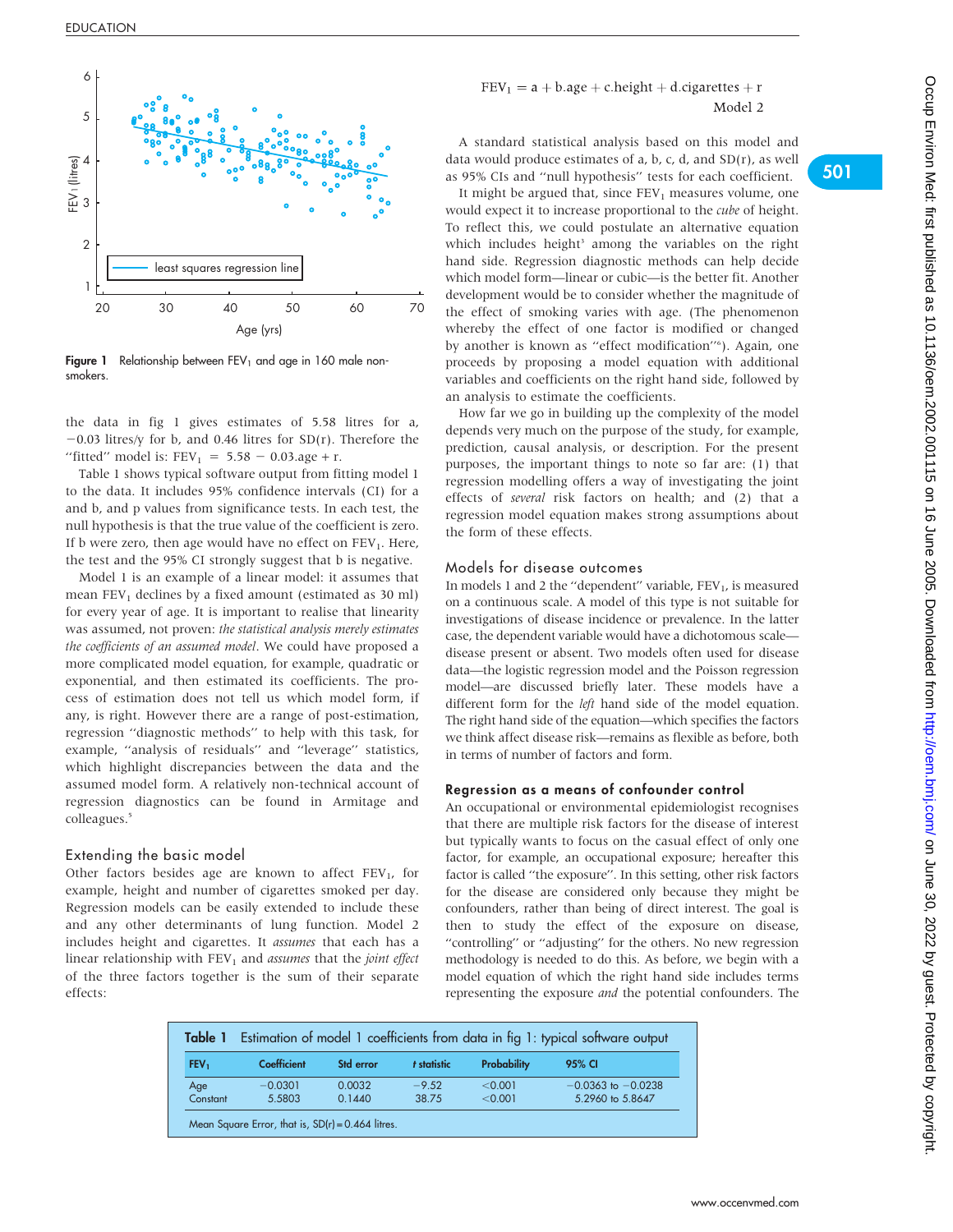Figure 1 Relationship between $FEV_1$ and age in 160 male non-smokers.

the data in fig 1 gives estimates of 5.58 litres for a, −0.03 litres/y for b, and 0.46 litres for SD(r). Therefore the "fitted" model is: $FEV_1 = 5.58 - 0.03.age + r$.

Table 1 shows typical software output from fitting model 1 to the data. It includes 95% confidence intervals (CI) for a and b, and p values from significance tests. In each test, the null hypothesis is that the true value of the coefficient is zero. If b were zero, then age would have no effect on $FEV_1$. Here, the test and the 95% CI strongly suggest that b is negative.

Model 1 is an example of a linear model: it assumes that mean $FEV_1$ declines by a fixed amount (estimated as 30 ml) for every year of age. It is important to realise that linearity was assumed, not proven: *the statistical analysis merely estimates the coefficients of an assumed model*. We could have proposed a more complicated model equation, for example, quadratic or exponential, and then estimated its coefficients. The process of estimation does not tell us which model form, if any, is right. However there are a range of post-estimation, regression "diagnostic methods" to help with this task, for example, "analysis of residuals" and "leverage" statistics, which highlight discrepancies between the data and the assumed model form. A relatively non-technical account of regression diagnostics can be found in Armitage and colleagues.[5]

## Extending the basic model

Other factors besides age are known to affect $FEV_1$, for example, height and number of cigarettes smoked per day. Regression models can be easily extended to include these and any other determinants of lung function. Model 2 includes height and cigarettes. It *assumes* that each has a linear relationship with $FEV_1$ and *assumes* that the *joint effect* of the three factors together is the sum of their separate effects:

$$FEV_1 = a + b.age + c.height + d.cigarettes + r$$

Model 2

A standard statistical analysis based on this model and data would produce estimates of a, b, c, d, and SD(r), as well as 95% CIs and "null hypothesis" tests for each coefficient.

It might be argued that, since $FEV_1$ measures volume, one would expect it to increase proportional to the *cube* of height. To reflect this, we could postulate an alternative equation which includes $height^3$ among the variables on the right hand side. Regression diagnostic methods can help decide which model form—linear or cubic—is the better fit. Another development would be to consider whether the magnitude of the effect of smoking varies with age. (The phenomenon whereby the effect of one factor is modified or changed by another is known as "effect modification"[6]). Again, one proceeds by proposing a model equation with additional variables and coefficients on the right hand side, followed by an analysis to estimate the coefficients.

How far we go in building up the complexity of the model depends very much on the purpose of the study, for example, prediction, causal analysis, or description. For the present purposes, the important things to note so far are: (1) that regression modelling offers a way of investigating the joint effects of *several* risk factors on health; and (2) that a regression model equation makes strong assumptions about the form of these effects.

## Models for disease outcomes

In models 1 and 2 the "dependent" variable, $FEV_1$, is measured on a continuous scale. A model of this type is not suitable for investigations of disease incidence or prevalence. In the latter case, the dependent variable would have a dichotomous scale—disease present or absent. Two models often used for disease data—the logistic regression model and the Poisson regression model—are discussed briefly later. These models have a different form for the *left* hand side of the model equation. The right hand side of the equation—which specifies the factors we think affect disease risk—remains as flexible as before, both in terms of number of factors and form.

### Regression as a means of confounder control

An occupational or environmental epidemiologist recognises that there are multiple risk factors for the disease of interest but typically wants to focus on the casual effect of only one factor, for example, an occupational exposure; hereafter this factor is called "the exposure". In this setting, other risk factors for the disease are considered only because they might be confounders, rather than being of direct interest. The goal is then to study the effect of the exposure on disease, "controlling" or "adjusting" for the others. No new regression methodology is needed to do this. As before, we begin with a model equation of which the right hand side includes terms representing the exposure *and* the potential confounders. The

**Table 1** Estimation of model 1 coefficients from data in fig 1: typical software output

| $FEV_1$ | Coefficient | Std error | *t* statistic | Probability | 95% CI |
|---|---|---|---|---|---|
| Age | −0.0301 | 0.0032 | −9.52 | <0.001 | −0.0363 to −0.0238 |
| Constant | 5.5803 | 0.1440 | 38.75 | <0.001 | 5.2960 to 5.8647 |

Mean Square Error, that is, SD(r) = 0.464 litres.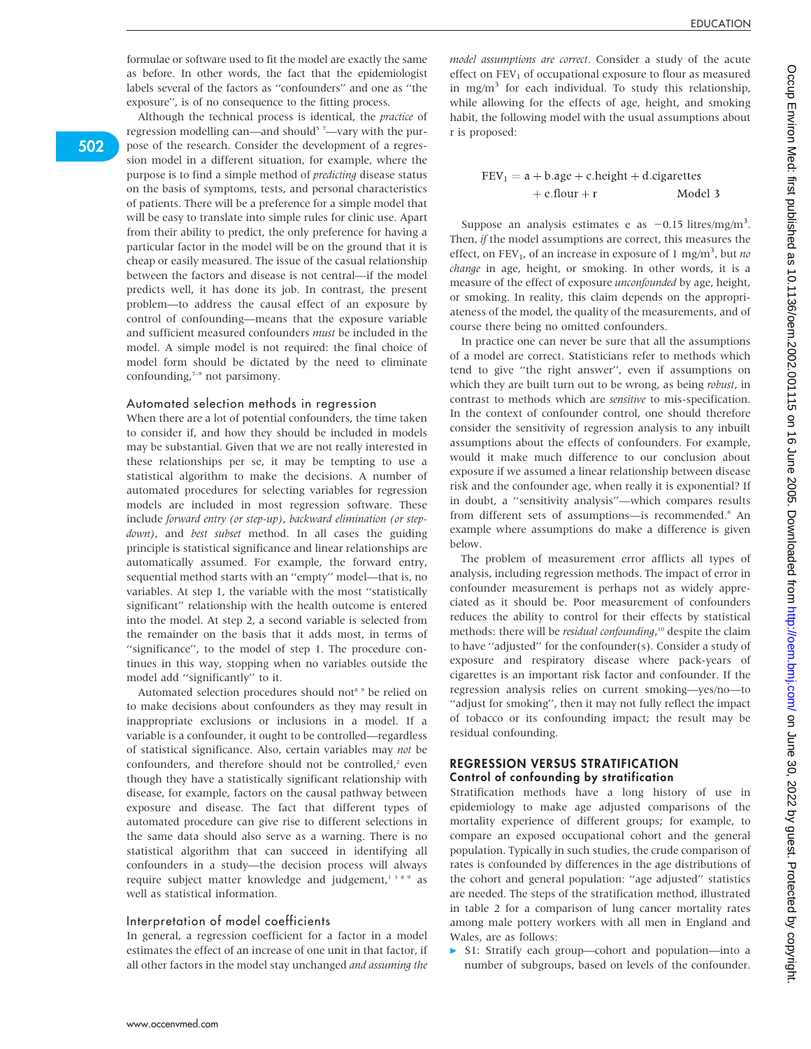formulae or software used to fit the model are exactly the same as before. In other words, the fact that the epidemiologist labels several of the factors as "confounders" and one as "the exposure", is of no consequence to the fitting process.

Although the technical process is identical, the *practice* of regression modelling can—and should[5 7]—vary with the purpose of the research. Consider the development of a regression model in a different situation, for example, where the purpose is to find a simple method of *predicting* disease status on the basis of symptoms, tests, and personal characteristics of patients. There will be a preference for a simple model that will be easy to translate into simple rules for clinic use. Apart from their ability to predict, the only preference for having a particular factor in the model will be on the ground that it is cheap or easily measured. The issue of the casual relationship between the factors and disease is not central—if the model predicts well, it has done its job. In contrast, the present problem—to address the causal effect of an exposure by control of confounding—means that the exposure variable and sufficient measured confounders *must* be included in the model. A simple model is not required: the final choice of model form should be dictated by the need to eliminate confounding,[7–9] not parsimony.

### Automated selection methods in regression

When there are a lot of potential confounders, the time taken to consider if, and how they should be included in models may be substantial. Given that we are not really interested in these relationships per se, it may be tempting to use a statistical algorithm to make the decisions. A number of automated procedures for selecting variables for regression models are included in most regression software. These include *forward entry (or step-up)*, *backward elimination (or step-down)*, and *best subset* method. In all cases the guiding principle is statistical significance and linear relationships are automatically assumed. For example, the forward entry, sequential method starts with an "empty" model—that is, no variables. At step 1, the variable with the most "statistically significant" relationship with the health outcome is entered into the model. At step 2, a second variable is selected from the remainder on the basis that it adds most, in terms of "significance", to the model of step 1. The procedure continues in this way, stopping when no variables outside the model add "significantly" to it.

Automated selection procedures should not[8 9] be relied on to make decisions about confounders as they may result in inappropriate exclusions or inclusions in a model. If a variable is a confounder, it ought to be controlled—regardless of statistical significance. Also, certain variables may *not* be confounders, and therefore should not be controlled,[2] even though they have a statistically significant relationship with disease, for example, factors on the causal pathway between exposure and disease. The fact that different types of automated procedure can give rise to different selections in the same data should also serve as a warning. There is no statistical algorithm that can succeed in identifying all confounders in a study—the decision process will always require subject matter knowledge and judgement,[1 3 8 9] as well as statistical information.

### Interpretation of model coefficients

In general, a regression coefficient for a factor in a model estimates the effect of an increase of one unit in that factor, if all other factors in the model stay unchanged *and assuming the model assumptions are correct*. Consider a study of the acute effect on $FEV_1$ of occupational exposure to flour as measured in mg/m$^3$ for each individual. To study this relationship, while allowing for the effects of age, height, and smoking habit, the following model with the usual assumptions about r is proposed:

$$FEV_1 = a + b.\text{age} + c.\text{height} + d.\text{cigarettes} + e.\text{flour} + r \qquad \text{Model 3}$$

Suppose an analysis estimates e as $-0.15$ litres/mg/m$^3$. Then, *if* the model assumptions are correct, this measures the effect, on $FEV_1$, of an increase in exposure of 1 mg/m$^3$, but *no change* in age, height, or smoking. In other words, it is a measure of the effect of exposure *unconfounded* by age, height, or smoking. In reality, this claim depends on the appropriateness of the model, the quality of the measurements, and of course there being no omitted confounders.

In practice one can never be sure that all the assumptions of a model are correct. Statisticians refer to methods which tend to give "the right answer", even if assumptions on which they are built turn out to be wrong, as being *robust*, in contrast to methods which are *sensitive* to mis-specification. In the context of confounder control, one should therefore consider the sensitivity of regression analysis to any inbuilt assumptions about the effects of confounders. For example, would it make much difference to our conclusion about exposure if we assumed a linear relationship between disease risk and the confounder age, when really it is exponential? If in doubt, a "sensitivity analysis"—which compares results from different sets of assumptions—is recommended.[8] An example where assumptions do make a difference is given below.

The problem of measurement error afflicts all types of analysis, including regression methods. The impact of error in confounder measurement is perhaps not as widely appreciated as it should be. Poor measurement of confounders reduces the ability to control for their effects by statistical methods: there will be *residual confounding*,[10] despite the claim to have "adjusted" for the confounder(s). Consider a study of exposure and respiratory disease where pack-years of cigarettes is an important risk factor and confounder. If the regression analysis relies on current smoking—yes/no—to "adjust for smoking", then it may not fully reflect the impact of tobacco or its confounding impact; the result may be residual confounding.

## REGRESSION VERSUS STRATIFICATION

### Control of confounding by stratification

Stratification methods have a long history of use in epidemiology to make age adjusted comparisons of the mortality experience of different groups; for example, to compare an exposed occupational cohort and the general population. Typically in such studies, the crude comparison of rates is confounded by differences in the age distributions of the cohort and general population: "age adjusted" statistics are needed. The steps of the stratification method, illustrated in table 2 for a comparison of lung cancer mortality rates among male pottery workers with all men in England and Wales, are as follows:

- S1: Stratify each group—cohort and population—into a number of subgroups, based on levels of the confounder.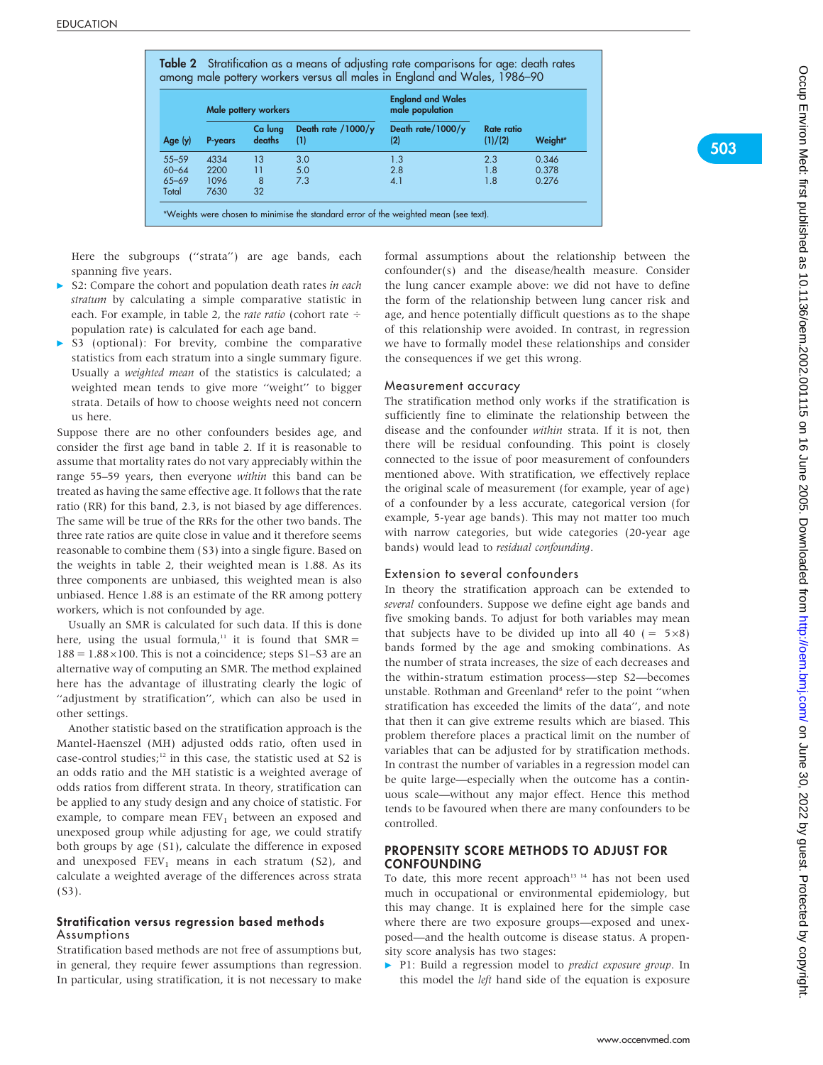**Table 2** Stratification as a means of adjusting rate comparisons for age: death rates among male pottery workers versus all males in England and Wales, 1986–90

| | Male pottery workers | | | England and Wales male population | | |
|---|---|---|---|---|---|---|
| Age (y) | P-years | Ca lung deaths | Death rate /1000/y (1) | Death rate/1000/y (2) | Rate ratio (1)/(2) | Weight* |
| 55–59 | 4334 | 13 | 3.0 | 1.3 | 2.3 | 0.346 |
| 60–64 | 2200 | 11 | 5.0 | 2.8 | 1.8 | 0.378 |
| 65–69 | 1096 | 8 | 7.3 | 4.1 | 1.8 | 0.276 |
| Total | 7630 | 32 | | | | |

*Weights were chosen to minimise the standard error of the weighted mean (see text).

Here the subgroups ("strata") are age bands, each spanning five years.

- S2: Compare the cohort and population death rates *in each stratum* by calculating a simple comparative statistic in each. For example, in table 2, the *rate ratio* (cohort rate ÷ population rate) is calculated for each age band.
- S3 (optional): For brevity, combine the comparative statistics from each stratum into a single summary figure. Usually a *weighted mean* of the statistics is calculated; a weighted mean tends to give more "weight" to bigger strata. Details of how to choose weights need not concern us here.

Suppose there are no other confounders besides age, and consider the first age band in table 2. If it is reasonable to assume that mortality rates do not vary appreciably within the range 55–59 years, then everyone *within* this band can be treated as having the same effective age. It follows that the rate ratio (RR) for this band, 2.3, is not biased by age differences. The same will be true of the RRs for the other two bands. The three rate ratios are quite close in value and it therefore seems reasonable to combine them (S3) into a single figure. Based on the weights in table 2, their weighted mean is 1.88. As its three components are unbiased, this weighted mean is also unbiased. Hence 1.88 is an estimate of the RR among pottery workers, which is not confounded by age.

Usually an SMR is calculated for such data. If this is done here, using the usual formula,[11] it is found that SMR = 188 = 1.88×100. This is not a coincidence; steps S1–S3 are an alternative way of computing an SMR. The method explained here has the advantage of illustrating clearly the logic of "adjustment by stratification", which can also be used in other settings.

Another statistic based on the stratification approach is the Mantel-Haenszel (MH) adjusted odds ratio, often used in case-control studies;[12] in this case, the statistic used at S2 is an odds ratio and the MH statistic is a weighted average of odds ratios from different strata. In theory, stratification can be applied to any study design and any choice of statistic. For example, to compare mean $FEV_1$ between an exposed and unexposed group while adjusting for age, we could stratify both groups by age (S1), calculate the difference in exposed and unexposed $FEV_1$ means in each stratum (S2), and calculate a weighted average of the differences across strata (S3).

### Stratification versus regression based methods

#### Assumptions

Stratification based methods are not free of assumptions but, in general, they require fewer assumptions than regression. In particular, using stratification, it is not necessary to make formal assumptions about the relationship between the confounder(s) and the disease/health measure. Consider the lung cancer example above: we did not have to define the form of the relationship between lung cancer risk and age, and hence potentially difficult questions as to the shape of this relationship were avoided. In contrast, in regression we have to formally model these relationships and consider the consequences if we get this wrong.

#### Measurement accuracy

The stratification method only works if the stratification is sufficiently fine to eliminate the relationship between the disease and the confounder *within* strata. If it is not, then there will be residual confounding. This point is closely connected to the issue of poor measurement of confounders mentioned above. With stratification, we effectively replace the original scale of measurement (for example, year of age) of a confounder by a less accurate, categorical version (for example, 5-year age bands). This may not matter too much with narrow categories, but wide categories (20-year age bands) would lead to *residual confounding*.

#### Extension to several confounders

In theory the stratification approach can be extended to *several* confounders. Suppose we define eight age bands and five smoking bands. To adjust for both variables may mean that subjects have to be divided up into all 40 (= 5×8) bands formed by the age and smoking combinations. As the number of strata increases, the size of each decreases and the within-stratum estimation process—step S2—becomes unstable. Rothman and Greenland[8] refer to the point "when stratification has exceeded the limits of the data", and note that then it can give extreme results which are biased. This problem therefore places a practical limit on the number of variables that can be adjusted for by stratification methods. In contrast the number of variables in a regression model can be quite large—especially when the outcome has a continuous scale—without any major effect. Hence this method tends to be favoured when there are many confounders to be controlled.

## PROPENSITY SCORE METHODS TO ADJUST FOR CONFOUNDING

To date, this more recent approach[13 14] has not been used much in occupational or environmental epidemiology, but this may change. It is explained here for the simple case where there are two exposure groups—exposed and unexposed—and the health outcome is disease status. A propensity score analysis has two stages:

- P1: Build a regression model to *predict exposure group*. In this model the *left* hand side of the equation is exposure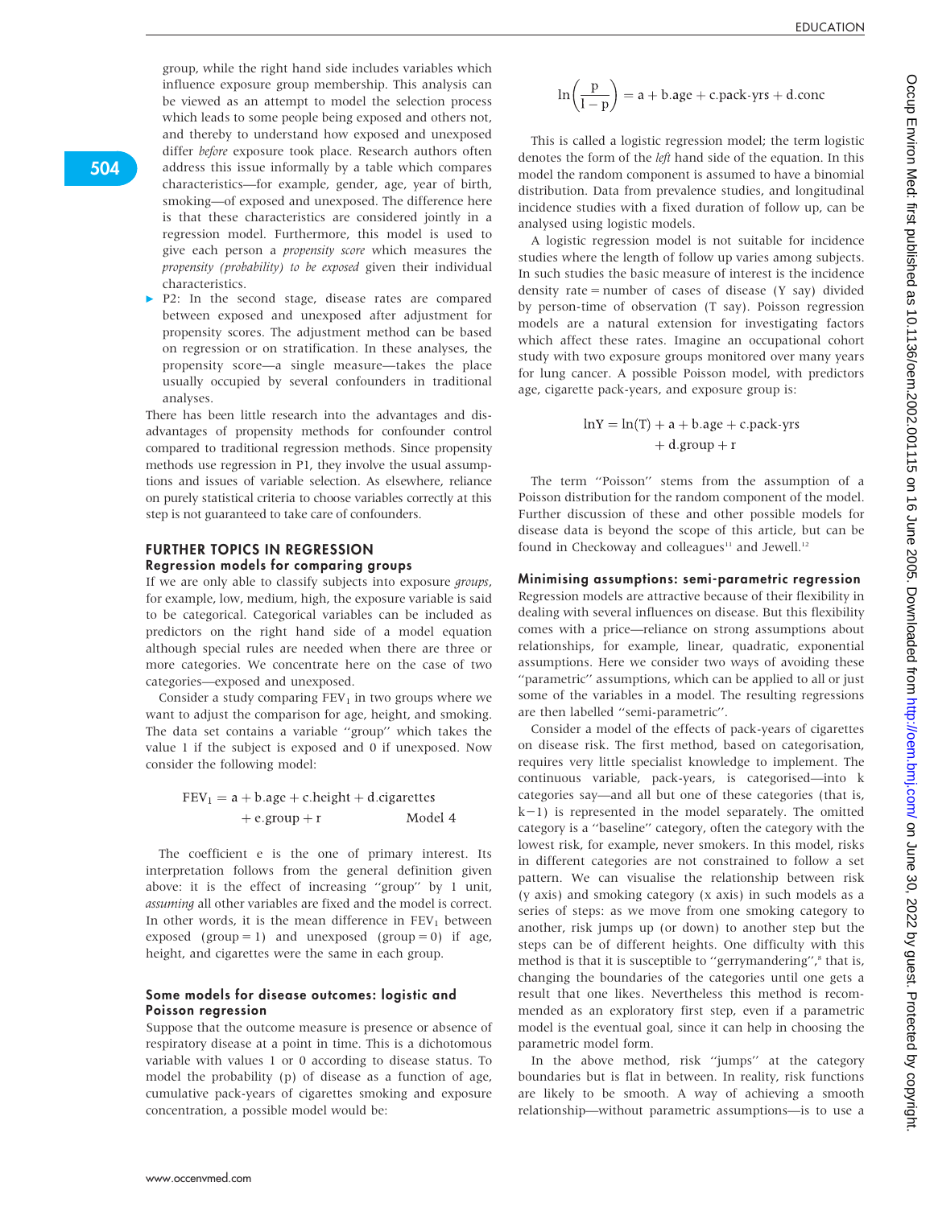group, while the right hand side includes variables which influence exposure group membership. This analysis can be viewed as an attempt to model the selection process which leads to some people being exposed and others not, and thereby to understand how exposed and unexposed differ *before* exposure took place. Research authors often address this issue informally by a table which compares characteristics—for example, gender, age, year of birth, smoking—of exposed and unexposed. The difference here is that these characteristics are considered jointly in a regression model. Furthermore, this model is used to give each person a *propensity score* which measures the *propensity (probability) to be exposed* given their individual characteristics.

- P2: In the second stage, disease rates are compared between exposed and unexposed after adjustment for propensity scores. The adjustment method can be based on regression or on stratification. In these analyses, the propensity score—a single measure—takes the place usually occupied by several confounders in traditional analyses.

There has been little research into the advantages and disadvantages of propensity methods for confounder control compared to traditional regression methods. Since propensity methods use regression in P1, they involve the usual assumptions and issues of variable selection. As elsewhere, reliance on purely statistical criteria to choose variables correctly at this step is not guaranteed to take care of confounders.

## FURTHER TOPICS IN REGRESSION

### Regression models for comparing groups

If we are only able to classify subjects into exposure *groups*, for example, low, medium, high, the exposure variable is said to be categorical. Categorical variables can be included as predictors on the right hand side of a model equation although special rules are needed when there are three or more categories. We concentrate here on the case of two categories—exposed and unexposed.

Consider a study comparing $FEV_1$ in two groups where we want to adjust the comparison for age, height, and smoking. The data set contains a variable "group" which takes the value 1 if the subject is exposed and 0 if unexposed. Now consider the following model:

$$FEV_1 = a + b.\text{age} + c.\text{height} + d.\text{cigarettes} + e.\text{group} + r \qquad \text{Model 4}$$

The coefficient e is the one of primary interest. Its interpretation follows from the general definition given above: it is the effect of increasing "group" by 1 unit, *assuming* all other variables are fixed and the model is correct. In other words, it is the mean difference in $FEV_1$ between exposed (group = 1) and unexposed (group = 0) if age, height, and cigarettes were the same in each group.

### Some models for disease outcomes: logistic and Poisson regression

Suppose that the outcome measure is presence or absence of respiratory disease at a point in time. This is a dichotomous variable with values 1 or 0 according to disease status. To model the probability (p) of disease as a function of age, cumulative pack-years of cigarettes smoking and exposure concentration, a possible model would be:

$$\ln\left(\frac{p}{1-p}\right) = a + b.\text{age} + c.\text{pack-yrs} + d.\text{conc}$$

This is called a logistic regression model; the term logistic denotes the form of the *left* hand side of the equation. In this model the random component is assumed to have a binomial distribution. Data from prevalence studies, and longitudinal incidence studies with a fixed duration of follow up, can be analysed using logistic models.

A logistic regression model is not suitable for incidence studies where the length of follow up varies among subjects. In such studies the basic measure of interest is the incidence density rate = number of cases of disease (Y say) divided by person-time of observation (T say). Poisson regression models are a natural extension for investigating factors which affect these rates. Imagine an occupational cohort study with two exposure groups monitored over many years for lung cancer. A possible Poisson model, with predictors age, cigarette pack-years, and exposure group is:

$$\ln Y = \ln(T) + a + b.\text{age} + c.\text{pack-yrs} + d.\text{group} + r$$

The term "Poisson" stems from the assumption of a Poisson distribution for the random component of the model. Further discussion of these and other possible models for disease data is beyond the scope of this article, but can be found in Checkoway and colleagues[11] and Jewell.[12]

### Minimising assumptions: semi-parametric regression

Regression models are attractive because of their flexibility in dealing with several influences on disease. But this flexibility comes with a price—reliance on strong assumptions about relationships, for example, linear, quadratic, exponential assumptions. Here we consider two ways of avoiding these "parametric" assumptions, which can be applied to all or just some of the variables in a model. The resulting regressions are then labelled "semi-parametric".

Consider a model of the effects of pack-years of cigarettes on disease risk. The first method, based on categorisation, requires very little specialist knowledge to implement. The continuous variable, pack-years, is categorised—into k categories say—and all but one of these categories (that is, k−1) is represented in the model separately. The omitted category is a "baseline" category, often the category with the lowest risk, for example, never smokers. In this model, risks in different categories are not constrained to follow a set pattern. We can visualise the relationship between risk (y axis) and smoking category (x axis) in such models as a series of steps: as we move from one smoking category to another, risk jumps up (or down) to another step but the steps can be of different heights. One difficulty with this method is that it is susceptible to "gerrymandering",[8] that is, changing the boundaries of the categories until one gets a result that one likes. Nevertheless this method is recommended as an exploratory first step, even if a parametric model is the eventual goal, since it can help in choosing the parametric model form.

In the above method, risk "jumps" at the category boundaries but is flat in between. In reality, risk functions are likely to be smooth. A way of achieving a smooth relationship—without parametric assumptions—is to use a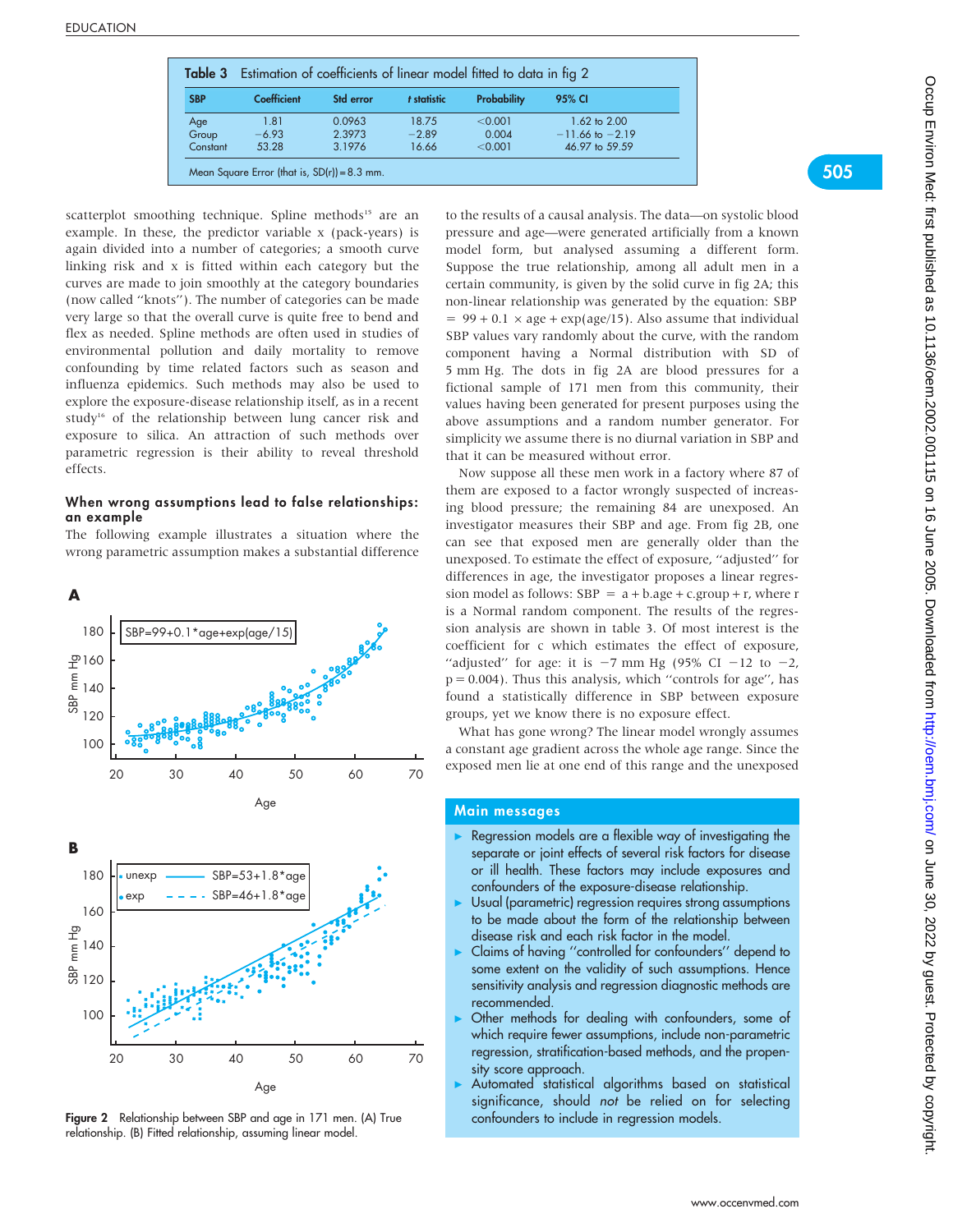**Table 3** Estimation of coefficients of linear model fitted to data in fig 2

| SBP | Coefficient | Std error | t statistic | Probability | 95% CI |
|---|---|---|---|---|---|
| Age | 1.81 | 0.0963 | 18.75 | <0.001 | 1.62 to 2.00 |
| Group | −6.93 | 2.3973 | −2.89 | 0.004 | −11.66 to −2.19 |
| Constant | 53.28 | 3.1976 | 16.66 | <0.001 | 46.97 to 59.59 |

Mean Square Error (that is, SD(r)) = 8.3 mm.

scatterplot smoothing technique. Spline methods[15] are an example. In these, the predictor variable x (pack-years) is again divided into a number of categories; a smooth curve linking risk and x is fitted within each category but the curves are made to join smoothly at the category boundaries (now called "knots"). The number of categories can be made very large so that the overall curve is quite free to bend and flex as needed. Spline methods are often used in studies of environmental pollution and daily mortality to remove confounding by time related factors such as season and influenza epidemics. Such methods may also be used to explore the exposure-disease relationship itself, as in a recent study[16] of the relationship between lung cancer risk and exposure to silica. An attraction of such methods over parametric regression is their ability to reveal threshold effects.

### When wrong assumptions lead to false relationships: an example

The following example illustrates a situation where the wrong parametric assumption makes a substantial difference to the results of a causal analysis. The data—on systolic blood pressure and age—were generated artificially from a known model form, but analysed assuming a different form. Suppose the true relationship, among all adult men in a certain community, is given by the solid curve in fig 2A; this non-linear relationship was generated by the equation: SBP $= 99 + 0.1 \times$ age + exp(age/15). Also assume that individual SBP values vary randomly about the curve, with the random component having a Normal distribution with SD of 5 mm Hg. The dots in fig 2A are blood pressures for a fictional sample of 171 men from this community, their values having been generated for present purposes using the above assumptions and a random number generator. For simplicity we assume there is no diurnal variation in SBP and that it can be measured without error.

Now suppose all these men work in a factory where 87 of them are exposed to a factor wrongly suspected of increasing blood pressure; the remaining 84 are unexposed. An investigator measures their SBP and age. From fig 2B, one can see that exposed men are generally older than the unexposed. To estimate the effect of exposure, "adjusted" for differences in age, the investigator proposes a linear regression model as follows: SBP $=$ a + b.age + c.group + r, where r is a Normal random component. The results of the regression analysis are shown in table 3. Of most interest is the coefficient for c which estimates the effect of exposure, "adjusted" for age: it is −7 mm Hg (95% CI −12 to −2, p = 0.004). Thus this analysis, which "controls for age", has found a statistically difference in SBP between exposure groups, yet we know there is no exposure effect.

What has gone wrong? The linear model wrongly assumes a constant age gradient across the whole age range. Since the exposed men lie at one end of this range and the unexposed

**Figure 2** Relationship between SBP and age in 171 men. (A) True relationship. (B) Fitted relationship, assuming linear model.

### Main messages

- Regression models are a flexible way of investigating the separate or joint effects of several risk factors for disease or ill health. These factors may include exposures and confounders of the exposure-disease relationship.
- Usual (parametric) regression requires strong assumptions to be made about the form of the relationship between disease risk and each risk factor in the model.
- Claims of having "controlled for confounders" depend to some extent on the validity of such assumptions. Hence sensitivity analysis and regression diagnostic methods are recommended.
- Other methods for dealing with confounders, some of which require fewer assumptions, include non-parametric regression, stratification-based methods, and the propensity score approach.
- Automated statistical algorithms based on statistical significance, should *not* be relied on for selecting confounders to include in regression models.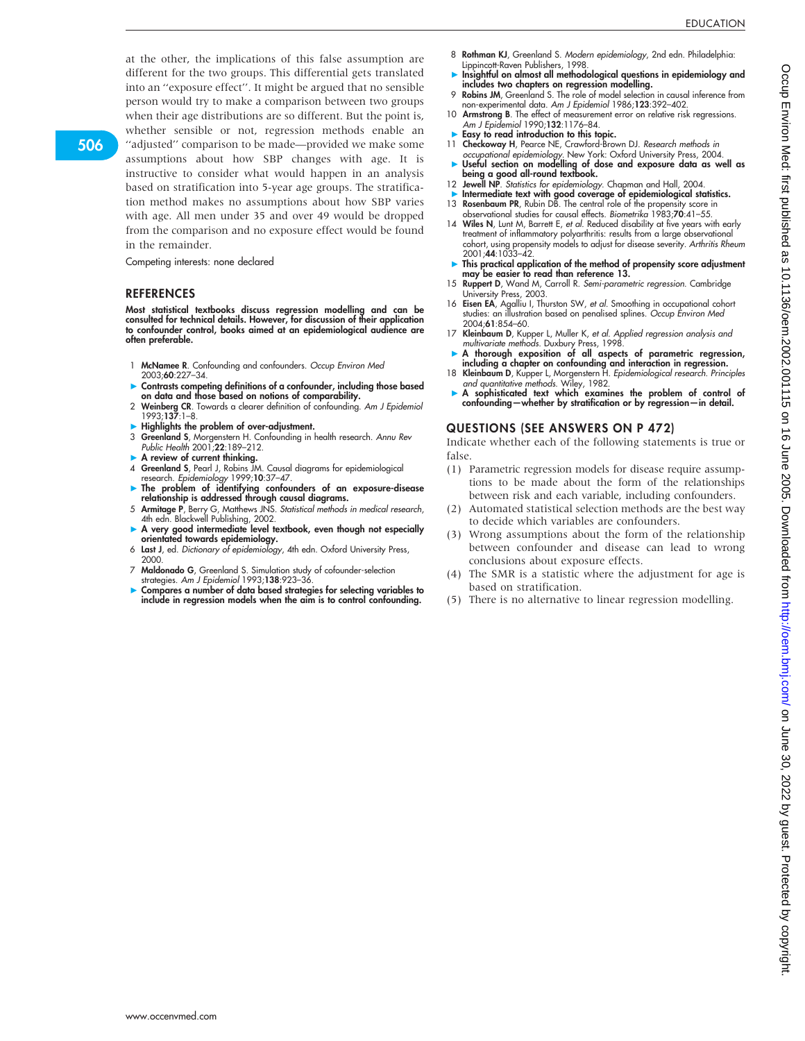at the other, the implications of this false assumption are different for the two groups. This differential gets translated into an "exposure effect". It might be argued that no sensible person would try to make a comparison between two groups when their age distributions are so different. But the point is, whether sensible or not, regression methods enable an "adjusted" comparison to be made—provided we make some assumptions about how SBP changes with age. It is instructive to consider what would happen in an analysis based on stratification into 5-year age groups. The stratification method makes no assumptions about how SBP varies with age. All men under 35 and over 49 would be dropped from the comparison and no exposure effect would be found in the remainder.

Competing interests: none declared

## REFERENCES

**Most statistical textbooks discuss regression modelling and can be consulted for technical details. However, for discussion of their application to confounder control, books aimed at an epidemiological audience are often preferable.**

1. **McNamee R**. Confounding and confounders. *Occup Environ Med* 2003;**60**:227–34.
   - **Contrasts competing definitions of a confounder, including those based on data and those based on notions of comparability.**
2. **Weinberg CR**. Towards a clearer definition of confounding. *Am J Epidemiol* 1993;**137**:1–8.
   - **Highlights the problem of over-adjustment.**
3. **Greenland S**, Morgenstern H. Confounding in health research. *Annu Rev Public Health* 2001;**22**:189–212.
   - **A review of current thinking.**
4. **Greenland S**, Pearl J, Robins JM. Causal diagrams for epidemiological research. *Epidemiology* 1999;**10**:37–47.
   - **The problem of identifying confounders of an exposure-disease relationship is addressed through causal diagrams.**
5. **Armitage P**, Berry G, Matthews JNS. *Statistical methods in medical research*, 4th edn. Blackwell Publishing, 2002.
   - **A very good intermediate level textbook, even though not especially orientated towards epidemiology.**
6. **Last J**, ed. *Dictionary of epidemiology*, 4th edn. Oxford University Press, 2000.
7. **Maldonado G**, Greenland S. Simulation study of cofounder-selection strategies. *Am J Epidemiol* 1993;**138**:923–36.
   - **Compares a number of data based strategies for selecting variables to include in regression models when the aim is to control confounding.**
8. **Rothman KJ**, Greenland S. *Modern epidemiology*, 2nd edn. Philadelphia: Lippincott-Raven Publishers, 1998.
   - **Insightful on almost all methodological questions in epidemiology and includes two chapters on regression modelling.**
9. **Robins JM**, Greenland S. The role of model selection in causal inference from non-experimental data. *Am J Epidemiol* 1986;**123**:392–402.
10. **Armstrong B**. The effect of measurement error on relative risk regressions. *Am J Epidemiol* 1990;**132**:1176–84.
    - **Easy to read introduction to this topic.**
11. **Checkoway H**, Pearce NE, Crawford-Brown DJ. *Research methods in occupational epidemiology*. New York: Oxford University Press, 2004.
    - **Useful section on modelling of dose and exposure data as well as being a good all-round textbook.**
12. **Jewell NP**. *Statistics for epidemiology*. Chapman and Hall, 2004.
    - **Intermediate text with good coverage of epidemiological statistics.**
13. **Rosenbaum PR**, Rubin DB. The central role of the propensity score in observational studies for causal effects. *Biometrika* 1983;**70**:41–55.
14. **Wiles N**, Lunt M, Barrett E, *et al*. Reduced disability at five years with early treatment of inflammatory polyarthritis: results from a large observational cohort, using propensity models to adjust for disease severity. *Arthritis Rheum* 2001;**44**:1033–42.
    - **This practical application of the method of propensity score adjustment may be easier to read than reference 13.**
15. **Ruppert D**, Wand M, Carroll R. *Semi-parametric regression*. Cambridge University Press, 2003.
16. **Eisen EA**, Agalliu I, Thurston SW, *et al*. Smoothing in occupational cohort studies: an illustration based on penalised splines. *Occup Environ Med* 2004;**61**:854–60.
17. **Kleinbaum D**, Kupper L, Muller K, *et al*. *Applied regression analysis and multivariate methods*. Duxbury Press, 1998.
    - **A thorough exposition of all aspects of parametric regression, including a chapter on confounding and interaction in regression.**
18. **Kleinbaum D**, Kupper L, Morgenstern H. *Epidemiological research. Principles and quantitative methods*. Wiley, 1982.
    - **A sophisticated text which examines the problem of control of confounding—whether by stratification or by regression—in detail.**

## QUESTIONS (SEE ANSWERS ON P 472)

Indicate whether each of the following statements is true or false.

(1) Parametric regression models for disease require assumptions to be made about the form of the relationships between risk and each variable, including confounders.

(2) Automated statistical selection methods are the best way to decide which variables are confounders.

(3) Wrong assumptions about the form of the relationship between confounder and disease can lead to wrong conclusions about exposure effects.

(4) The SMR is a statistic where the adjustment for age is based on stratification.

(5) There is no alternative to linear regression modelling.